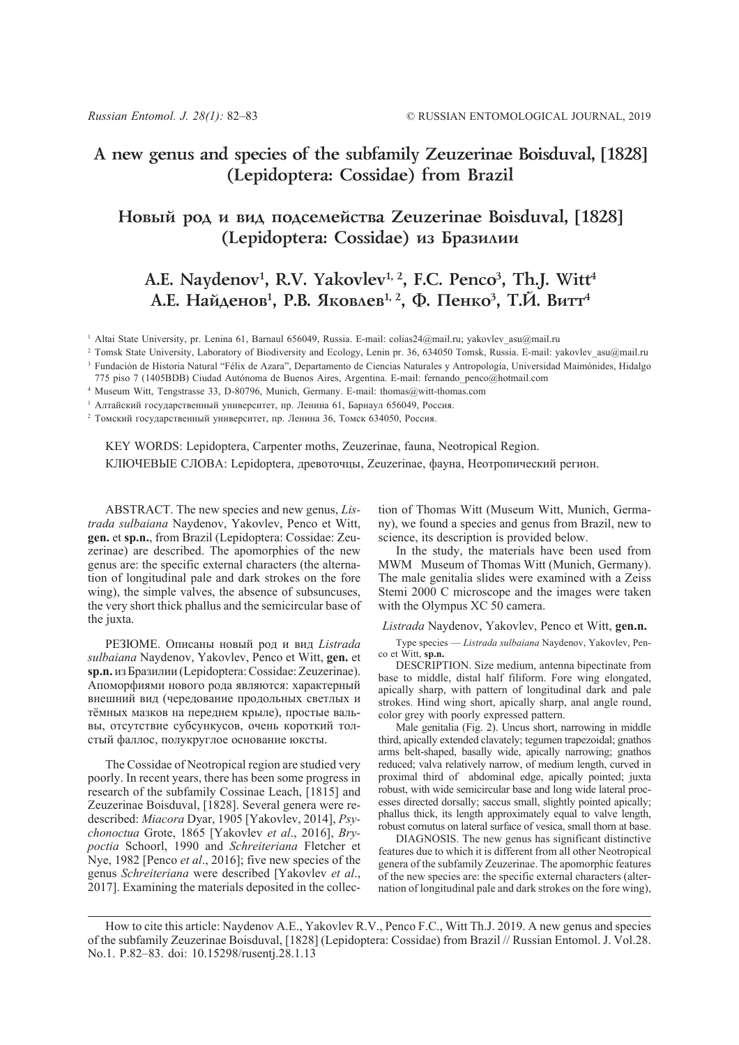# A new genus and species of the subfamily Zeuzerinae Boisduval, [1828] (Lepidoptera: Cossidae) from Brazil

# Новый род и вид подсемейства Zeuzerinae Boisduval, [1828] (Lepidoptera: Cossidae) из Бразилии

## A.E. Naydenov[1], R.V. Yakovlev[1, 2], F.C. Penco[3], Th.J. Witt[4]
## А.Е. Найденов[1], Р.В. Яковлев[1, 2], Ф. Пенко[3], Т.Й. Витт[4]

[1] Altai State University, pr. Lenina 61, Barnaul 656049, Russia. E-mail: colias24@mail.ru; yakovlev_asu@mail.ru

[2] Tomsk State University, Laboratory of Biodiversity and Ecology, Lenin pr. 36, 634050 Tomsk, Russia. E-mail: yakovlev_asu@mail.ru

[3] Fundación de Historia Natural "Félix de Azara", Departamento de Ciencias Naturales y Antropología, Universidad Maimónides, Hidalgo 775 piso 7 (1405BDB) Ciudad Autónoma de Buenos Aires, Argentina. E-mail: fernando_penco@hotmail.com

[4] Museum Witt, Tengstrasse 33, D-80796, Munich, Germany. E-mail: thomas@witt-thomas.com

[1] Алтайский государственный университет, пр. Ленина 61, Барнаул 656049, Россия.

[2] Томский государственный университет, пр. Ленина 36, Томск 634050, Россия.

KEY WORDS: Lepidoptera, Carpenter moths, Zeuzerinae, fauna, Neotropical Region.

КЛЮЧЕВЫЕ СЛОВА: Lepidoptera, древоточцы, Zeuzerinae, фауна, Неотропический регион.

ABSTRACT. The new species and new genus, *Listrada sulbaiana* Naydenov, Yakovlev, Penco et Witt, **gen.** et **sp.n.**, from Brazil (Lepidoptera: Cossidae: Zeuzerinae) are described. The apomorphies of the new genus are: the specific external characters (the alternation of longitudinal pale and dark strokes on the fore wing), the simple valves, the absence of subsuncuses, the very short thick phallus and the semicircular base of the juxta.

РЕЗЮМЕ. Описаны новый род и вид *Listrada sulbaiana* Naydenov, Yakovlev, Penco et Witt, **gen.** et **sp.n.** из Бразилии (Lepidoptera: Cossidae: Zeuzerinae). Апоморфиями нового рода являются: характерный внешний вид (чередование продольных светлых и тёмных мазков на переднем крыле), простые вальвы, отсутствие субсункусов, очень короткий толстый фаллос, полукруглое основание юксты.

The Cossidae of Neotropical region are studied very poorly. In recent years, there has been some progress in research of the subfamily Cossinae Leach, [1815] and Zeuzerinae Boisduval, [1828]. Several genera were redescribed: *Miacora* Dyar, 1905 [Yakovlev, 2014], *Psychonoctua* Grote, 1865 [Yakovlev *et al*., 2016], *Brypoctia* Schoorl, 1990 and *Schreiteriana* Fletcher et Nye, 1982 [Penco *et al*., 2016]; five new species of the genus *Schreiteriana* were described [Yakovlev *et al*., 2017]. Examining the materials deposited in the collection of Thomas Witt (Museum Witt, Munich, Germany), we found a species and genus from Brazil, new to science, its description is provided below.

In the study, the materials have been used from MWM Museum of Thomas Witt (Munich, Germany). The male genitalia slides were examined with a Zeiss Stemi 2000 C microscope and the images were taken with the Olympus XC 50 camera.

### *Listrada* Naydenov, Yakovlev, Penco et Witt, **gen.n.**

Type species — *Listrada sulbaiana* Naydenov, Yakovlev, Penco et Witt, **sp.n.**

DESCRIPTION. Size medium, antenna bipectinate from base to middle, distal half filiform. Fore wing elongated, apically sharp, with pattern of longitudinal dark and pale strokes. Hind wing short, apically sharp, anal angle round, color grey with poorly expressed pattern.

Male genitalia (Fig. 2). Uncus short, narrowing in middle third, apically extended clavately; tegumen trapezoidal; gnathos arms belt-shaped, basally wide, apically narrowing; gnathos reduced; valva relatively narrow, of medium length, curved in proximal third of abdominal edge, apically pointed; juxta robust, with wide semicircular base and long wide lateral processes directed dorsally; saccus small, slightly pointed apically; phallus thick, its length approximately equal to valve length, robust cornutus on lateral surface of vesica, small thorn at base.

DIAGNOSIS. The new genus has significant distinctive features due to which it is different from all other Neotropical genera of the subfamily Zeuzerinae. The apomorphic features of the new species are: the specific external characters (alternation of longitudinal pale and dark strokes on the fore wing),

How to cite this article: Naydenov A.E., Yakovlev R.V., Penco F.C., Witt Th.J. 2019. A new genus and species of the subfamily Zeuzerinae Boisduval, [1828] (Lepidoptera: Cossidae) from Brazil // Russian Entomol. J. Vol.28. No.1. P.82–83. doi: 10.15298/rusentj.28.1.13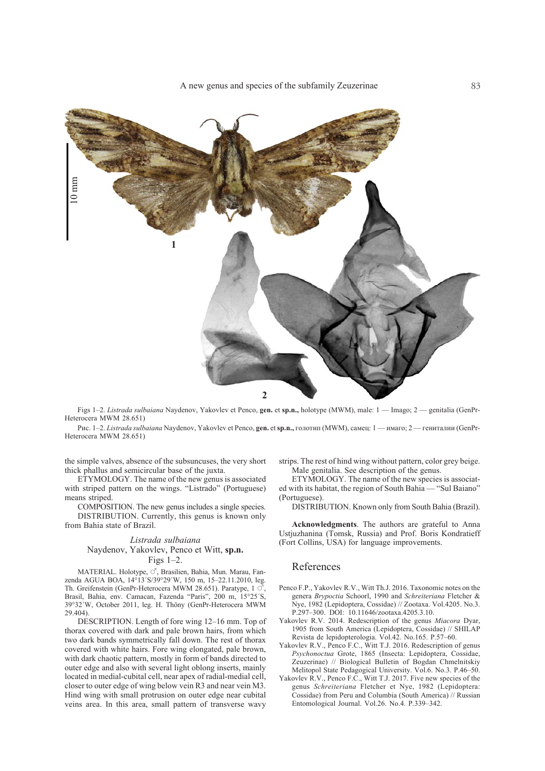Figs 1–2. *Listrada sulbaiana* Naydenov, Yakovlev et Penco, **gen.** et **sp.n.,** holotype (MWM), male: 1 — Imago; 2 — genitalia (GenPr-Heterocera MWM 28.651)

Рис. 1–2. *Listrada sulbaiana* Naydenov, Yakovlev et Penco, **gen.** et **sp.n.,** голотип (MWM), самец: 1 — имаго; 2 — гениталии (GenPr-Heterocera MWM 28.651)

the simple valves, absence of the subsuncuses, the very short thick phallus and semicircular base of the juxta.

ETYMOLOGY. The name of the new genus is associated with striped pattern on the wings. "Listrado" (Portuguese) means striped.

COMPOSITION. The new genus includes a single species.

DISTRIBUTION. Currently, this genus is known only from Bahia state of Brazil.

### *Listrada sulbaiana* Naydenov, Yakovlev, Penco et Witt, **sp.n.** Figs 1–2.

MATERIAL. Holotype, ♂, Brasilien, Bahia, Mun. Marau, Fanzenda AGUA BOA, 14°13´S/39°29´W, 150 m, 15–22.11.2010, leg. Th. Greifenstein (GenPr-Heterocera MWM 28.651). Paratype, 1 ♂, Brasil, Bahia, env. Camacan, Fazenda "Paris", 200 m, 15°25´S, 39°32´W, October 2011, leg. H. Thöny (GenPr-Heterocera MWM 29.404).

DESCRIPTION. Length of fore wing 12–16 mm. Top of thorax covered with dark and pale brown hairs, from which two dark bands symmetrically fall down. The rest of thorax covered with white hairs. Fore wing elongated, pale brown, with dark chaotic pattern, mostly in form of bands directed to outer edge and also with several light oblong inserts, mainly located in medial-cubital cell, near apex of radial-medial cell, closer to outer edge of wing below vein R3 and near vein M3. Hind wing with small protrusion on outer edge near cubital veins area. In this area, small pattern of transverse wavy strips. The rest of hind wing without pattern, color grey beige.

Male genitalia. See description of the genus.

ETYMOLOGY. The name of the new species is associated with its habitat, the region of South Bahia — "Sul Baiano" (Portuguese).

DISTRIBUTION. Known only from South Bahia (Brazil).

**Acknowledgments**. The authors are grateful to Anna Ustjuzhanina (Tomsk, Russia) and Prof. Boris Kondratieff (Fort Collins, USA) for language improvements.

## References

Penco F.P., Yakovlev R.V., Witt Th.J. 2016. Taxonomic notes on the genera *Brypoctia* Schoorl, 1990 and *Schreiteriana* Fletcher & Nye, 1982 (Lepidoptera, Cossidae) // Zootaxa. Vol.4205. No.3. P.297–300. DOI: 10.11646/zootaxa.4205.3.10.

Yakovlev R.V. 2014. Redescription of the genus *Miacora* Dyar, 1905 from South America (Lepidoptera, Cossidae) // SHILAP Revista de lepidopterologia. Vol.42. No.165. P.57–60.

Yakovlev R.V., Penco F.C., Witt T.J. 2016. Redescription of genus *Psychonoctua* Grote, 1865 (Insecta: Lepidoptera, Cossidae, Zeuzerinae) // Biological Bulletin of Bogdan Chmelnitskiy Melitopol State Pedagogical University. Vol.6. No.3. P.46–50.

Yakovlev R.V., Penco F.C., Witt T.J. 2017. Five new species of the genus *Schreiteriana* Fletcher et Nye, 1982 (Lepidoptera: Cossidae) from Peru and Columbia (South America) // Russian Entomological Journal. Vol.26. No.4. P.339–342.